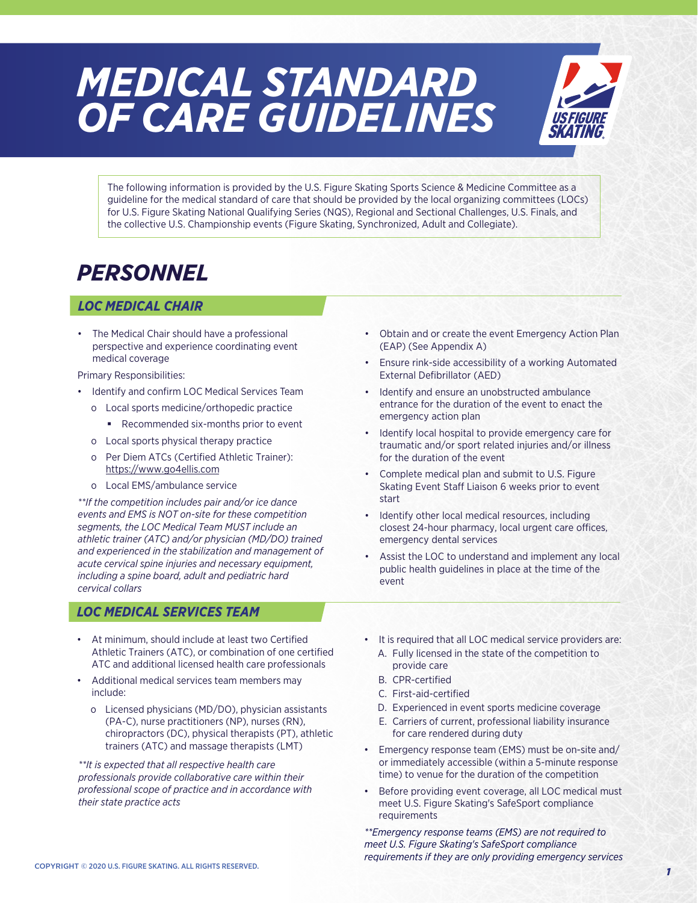# MEDICAL STANDARD OF CARE GUIDELINES

The following information is provided by the U.S. Figure Skating Sports Science & Medicine Committee as a guideline for the medical standard of care that should be provided by the local organizing committees (LOCs) for U.S. Figure Skating National Qualifying Series (NQS), Regional and Sectional Challenges, U.S. Finals, and the collective U.S. Championship events (Figure Skating, Synchronized, Adult and Collegiate).

## PERSONNEL

### LOC MEDICAL CHAIR

- The Medical Chair should have a professional perspective and experience coordinating event medical coverage

Primary Responsibilities:

- Identify and confirm LOC Medical Services Team
  - Local sports medicine/orthopedic practice
    - Recommended six-months prior to event
  - Local sports physical therapy practice
  - Per Diem ATCs (Certified Athletic Trainer): https://www.go4ellis.com
  - Local EMS/ambulance service

*\*\*If the competition includes pair and/or ice dance events and EMS is NOT on-site for these competition segments, the LOC Medical Team MUST include an athletic trainer (ATC) and/or physician (MD/DO) trained and experienced in the stabilization and management of acute cervical spine injuries and necessary equipment, including a spine board, adult and pediatric hard cervical collars*

- Obtain and or create the event Emergency Action Plan (EAP) (See Appendix A)
- Ensure rink-side accessibility of a working Automated External Defibrillator (AED)
- Identify and ensure an unobstructed ambulance entrance for the duration of the event to enact the emergency action plan
- Identify local hospital to provide emergency care for traumatic and/or sport related injuries and/or illness for the duration of the event
- Complete medical plan and submit to U.S. Figure Skating Event Staff Liaison 6 weeks prior to event start
- Identify other local medical resources, including closest 24-hour pharmacy, local urgent care offices, emergency dental services
- Assist the LOC to understand and implement any local public health guidelines in place at the time of the event

### LOC MEDICAL SERVICES TEAM

- At minimum, should include at least two Certified Athletic Trainers (ATC), or combination of one certified ATC and additional licensed health care professionals
- Additional medical services team members may include:
  - Licensed physicians (MD/DO), physician assistants (PA-C), nurse practitioners (NP), nurses (RN), chiropractors (DC), physical therapists (PT), athletic trainers (ATC) and massage therapists (LMT)

*\*\*It is expected that all respective health care professionals provide collaborative care within their professional scope of practice and in accordance with their state practice acts*

- It is required that all LOC medical service providers are:
  - A. Fully licensed in the state of the competition to provide care
  - B. CPR-certified
  - C. First-aid-certified
  - D. Experienced in event sports medicine coverage
  - E. Carriers of current, professional liability insurance for care rendered during duty
- Emergency response team (EMS) must be on-site and/or immediately accessible (within a 5-minute response time) to venue for the duration of the competition
- Before providing event coverage, all LOC medical must meet U.S. Figure Skating's SafeSport compliance requirements

*\*\*Emergency response teams (EMS) are not required to meet U.S. Figure Skating's SafeSport compliance requirements if they are only providing emergency services*

COPYRIGHT © 2020 U.S. FIGURE SKATING. ALL RIGHTS RESERVED.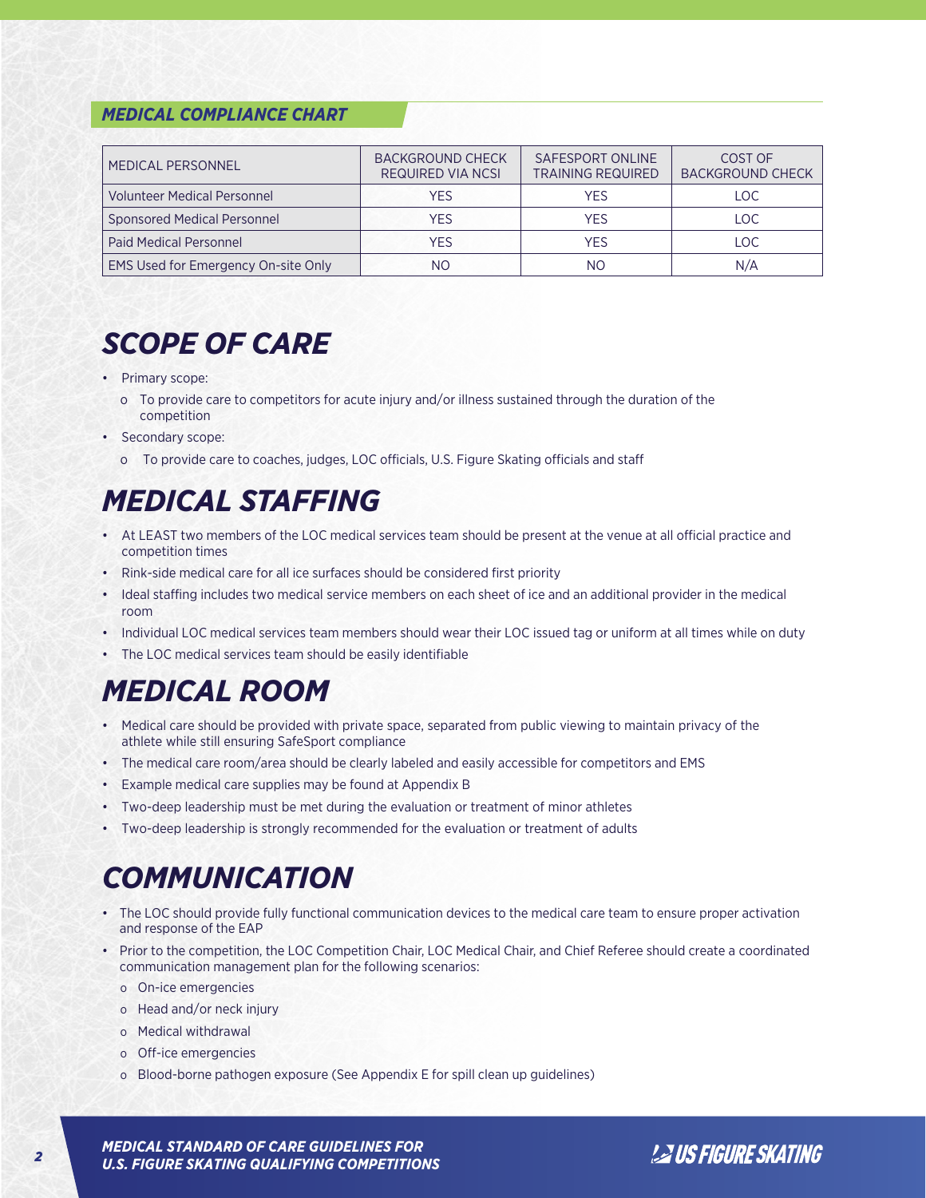## *MEDICAL COMPLIANCE CHART*

| MEDICAL PERSONNEL | BACKGROUND CHECK REQUIRED VIA NCSI | SAFESPORT ONLINE TRAINING REQUIRED | COST OF BACKGROUND CHECK |
|---|---|---|---|
| Volunteer Medical Personnel | YES | YES | LOC |
| Sponsored Medical Personnel | YES | YES | LOC |
| Paid Medical Personnel | YES | YES | LOC |
| EMS Used for Emergency On-site Only | NO | NO | N/A |

# *SCOPE OF CARE*

- Primary scope:
  - To provide care to competitors for acute injury and/or illness sustained through the duration of the competition
- Secondary scope:
  - To provide care to coaches, judges, LOC officials, U.S. Figure Skating officials and staff

# *MEDICAL STAFFING*

- At LEAST two members of the LOC medical services team should be present at the venue at all official practice and competition times
- Rink-side medical care for all ice surfaces should be considered first priority
- Ideal staffing includes two medical service members on each sheet of ice and an additional provider in the medical room
- Individual LOC medical services team members should wear their LOC issued tag or uniform at all times while on duty
- The LOC medical services team should be easily identifiable

# *MEDICAL ROOM*

- Medical care should be provided with private space, separated from public viewing to maintain privacy of the athlete while still ensuring SafeSport compliance
- The medical care room/area should be clearly labeled and easily accessible for competitors and EMS
- Example medical care supplies may be found at Appendix B
- Two-deep leadership must be met during the evaluation or treatment of minor athletes
- Two-deep leadership is strongly recommended for the evaluation or treatment of adults

# *COMMUNICATION*

- The LOC should provide fully functional communication devices to the medical care team to ensure proper activation and response of the EAP
- Prior to the competition, the LOC Competition Chair, LOC Medical Chair, and Chief Referee should create a coordinated communication management plan for the following scenarios:
  - On-ice emergencies
  - Head and/or neck injury
  - Medical withdrawal
  - Off-ice emergencies
  - Blood-borne pathogen exposure (See Appendix E for spill clean up guidelines)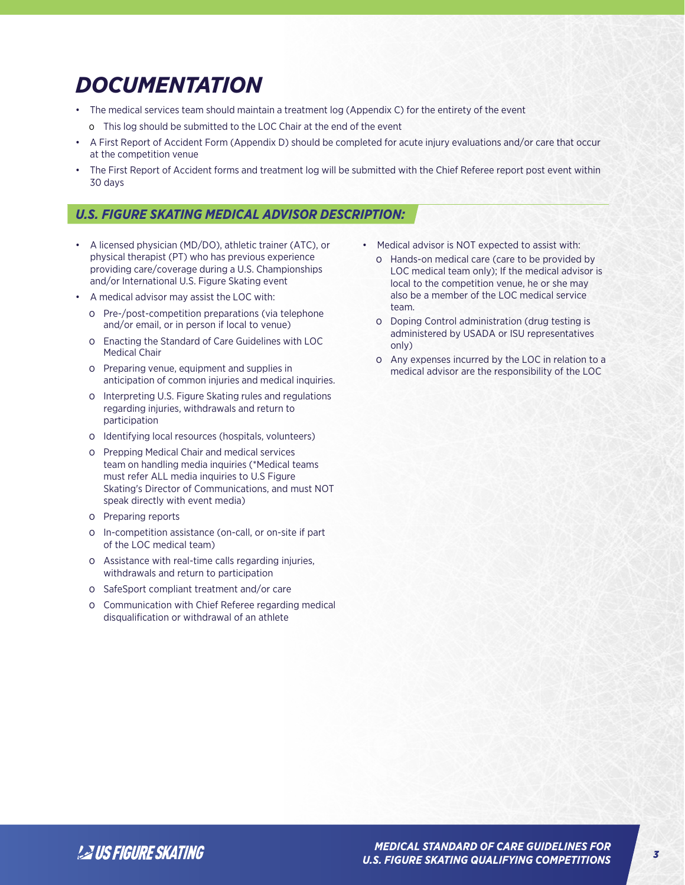# *DOCUMENTATION*

- The medical services team should maintain a treatment log (Appendix C) for the entirety of the event
  - This log should be submitted to the LOC Chair at the end of the event
- A First Report of Accident Form (Appendix D) should be completed for acute injury evaluations and/or care that occur at the competition venue
- The First Report of Accident forms and treatment log will be submitted with the Chief Referee report post event within 30 days

## *U.S. FIGURE SKATING MEDICAL ADVISOR DESCRIPTION:*

- A licensed physician (MD/DO), athletic trainer (ATC), or physical therapist (PT) who has previous experience providing care/coverage during a U.S. Championships and/or International U.S. Figure Skating event
- A medical advisor may assist the LOC with:
  - Pre-/post-competition preparations (via telephone and/or email, or in person if local to venue)
  - Enacting the Standard of Care Guidelines with LOC Medical Chair
  - Preparing venue, equipment and supplies in anticipation of common injuries and medical inquiries.
  - Interpreting U.S. Figure Skating rules and regulations regarding injuries, withdrawals and return to participation
  - Identifying local resources (hospitals, volunteers)
  - Prepping Medical Chair and medical services team on handling media inquiries (*Medical teams must refer ALL media inquiries to U.S Figure Skating's Director of Communications, and must NOT speak directly with event media)
  - Preparing reports
  - In-competition assistance (on-call, or on-site if part of the LOC medical team)
  - Assistance with real-time calls regarding injuries, withdrawals and return to participation
  - SafeSport compliant treatment and/or care
  - Communication with Chief Referee regarding medical disqualification or withdrawal of an athlete
- Medical advisor is NOT expected to assist with:
  - Hands-on medical care (care to be provided by LOC medical team only); If the medical advisor is local to the competition venue, he or she may also be a member of the LOC medical service team.
  - Doping Control administration (drug testing is administered by USADA or ISU representatives only)
  - Any expenses incurred by the LOC in relation to a medical advisor are the responsibility of the LOC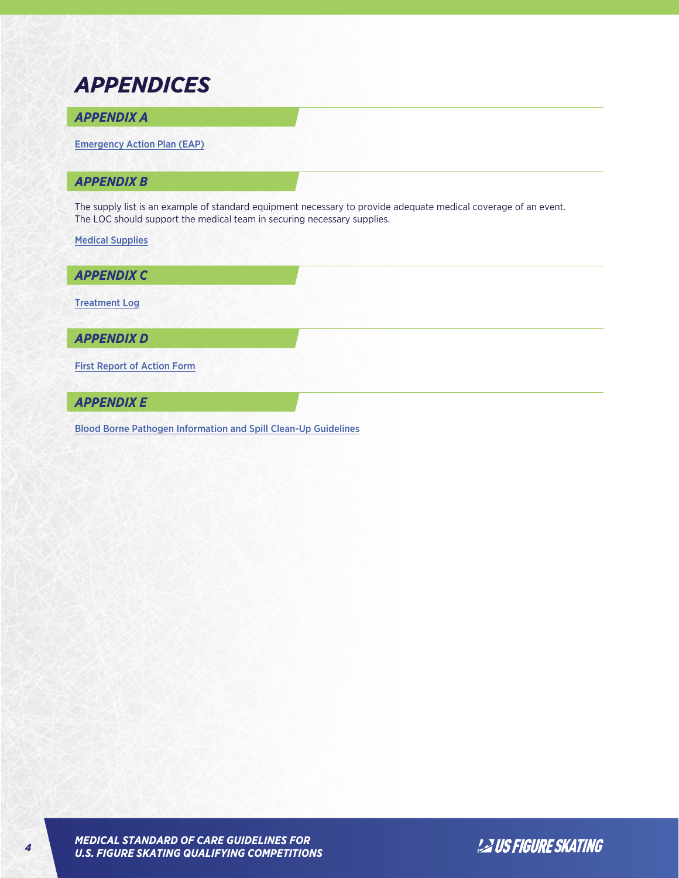# APPENDICES

## APPENDIX A

Emergency Action Plan (EAP)

## APPENDIX B

The supply list is an example of standard equipment necessary to provide adequate medical coverage of an event. The LOC should support the medical team in securing necessary supplies.

Medical Supplies

## APPENDIX C

Treatment Log

## APPENDIX D

First Report of Action Form

## APPENDIX E

Blood Borne Pathogen Information and Spill Clean-Up Guidelines